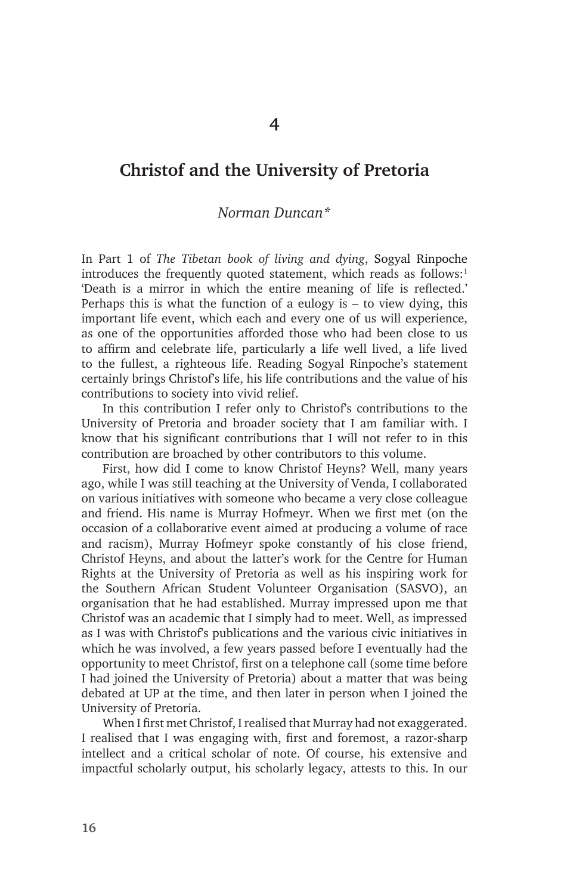# 4

## Christof and the University of Pretoria

*Norman Duncan\**

In Part 1 of *The Tibetan book of living and dying*, Sogyal Rinpoche introduces the frequently quoted statement, which reads as follows:[1] 'Death is a mirror in which the entire meaning of life is reflected.' Perhaps this is what the function of a eulogy is – to view dying, this important life event, which each and every one of us will experience, as one of the opportunities afforded those who had been close to us to affirm and celebrate life, particularly a life well lived, a life lived to the fullest, a righteous life. Reading Sogyal Rinpoche's statement certainly brings Christof's life, his life contributions and the value of his contributions to society into vivid relief.

In this contribution I refer only to Christof's contributions to the University of Pretoria and broader society that I am familiar with. I know that his significant contributions that I will not refer to in this contribution are broached by other contributors to this volume.

First, how did I come to know Christof Heyns? Well, many years ago, while I was still teaching at the University of Venda, I collaborated on various initiatives with someone who became a very close colleague and friend. His name is Murray Hofmeyr. When we first met (on the occasion of a collaborative event aimed at producing a volume of race and racism), Murray Hofmeyr spoke constantly of his close friend, Christof Heyns, and about the latter's work for the Centre for Human Rights at the University of Pretoria as well as his inspiring work for the Southern African Student Volunteer Organisation (SASVO), an organisation that he had established. Murray impressed upon me that Christof was an academic that I simply had to meet. Well, as impressed as I was with Christof's publications and the various civic initiatives in which he was involved, a few years passed before I eventually had the opportunity to meet Christof, first on a telephone call (some time before I had joined the University of Pretoria) about a matter that was being debated at UP at the time, and then later in person when I joined the University of Pretoria.

When I first met Christof, I realised that Murray had not exaggerated. I realised that I was engaging with, first and foremost, a razor-sharp intellect and a critical scholar of note. Of course, his extensive and impactful scholarly output, his scholarly legacy, attests to this. In our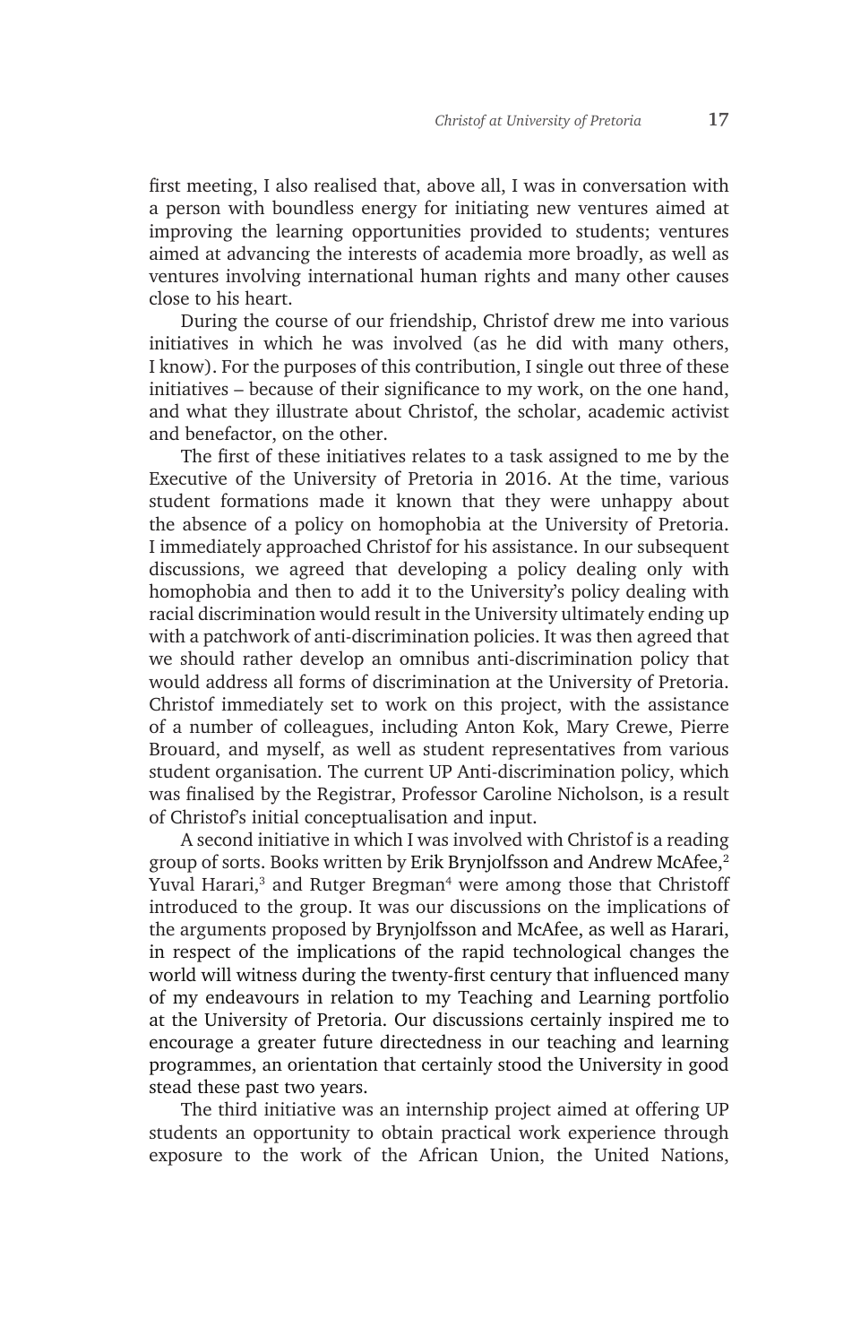first meeting, I also realised that, above all, I was in conversation with a person with boundless energy for initiating new ventures aimed at improving the learning opportunities provided to students; ventures aimed at advancing the interests of academia more broadly, as well as ventures involving international human rights and many other causes close to his heart.

During the course of our friendship, Christof drew me into various initiatives in which he was involved (as he did with many others, I know). For the purposes of this contribution, I single out three of these initiatives – because of their significance to my work, on the one hand, and what they illustrate about Christof, the scholar, academic activist and benefactor, on the other.

The first of these initiatives relates to a task assigned to me by the Executive of the University of Pretoria in 2016. At the time, various student formations made it known that they were unhappy about the absence of a policy on homophobia at the University of Pretoria. I immediately approached Christof for his assistance. In our subsequent discussions, we agreed that developing a policy dealing only with homophobia and then to add it to the University's policy dealing with racial discrimination would result in the University ultimately ending up with a patchwork of anti-discrimination policies. It was then agreed that we should rather develop an omnibus anti-discrimination policy that would address all forms of discrimination at the University of Pretoria. Christof immediately set to work on this project, with the assistance of a number of colleagues, including Anton Kok, Mary Crewe, Pierre Brouard, and myself, as well as student representatives from various student organisation. The current UP Anti-discrimination policy, which was finalised by the Registrar, Professor Caroline Nicholson, is a result of Christof's initial conceptualisation and input.

A second initiative in which I was involved with Christof is a reading group of sorts. Books written by Erik Brynjolfsson and Andrew McAfee,[2] Yuval Harari,[3] and Rutger Bregman[4] were among those that Christoff introduced to the group. It was our discussions on the implications of the arguments proposed by Brynjolfsson and McAfee, as well as Harari, in respect of the implications of the rapid technological changes the world will witness during the twenty-first century that influenced many of my endeavours in relation to my Teaching and Learning portfolio at the University of Pretoria. Our discussions certainly inspired me to encourage a greater future directedness in our teaching and learning programmes, an orientation that certainly stood the University in good stead these past two years.

The third initiative was an internship project aimed at offering UP students an opportunity to obtain practical work experience through exposure to the work of the African Union, the United Nations,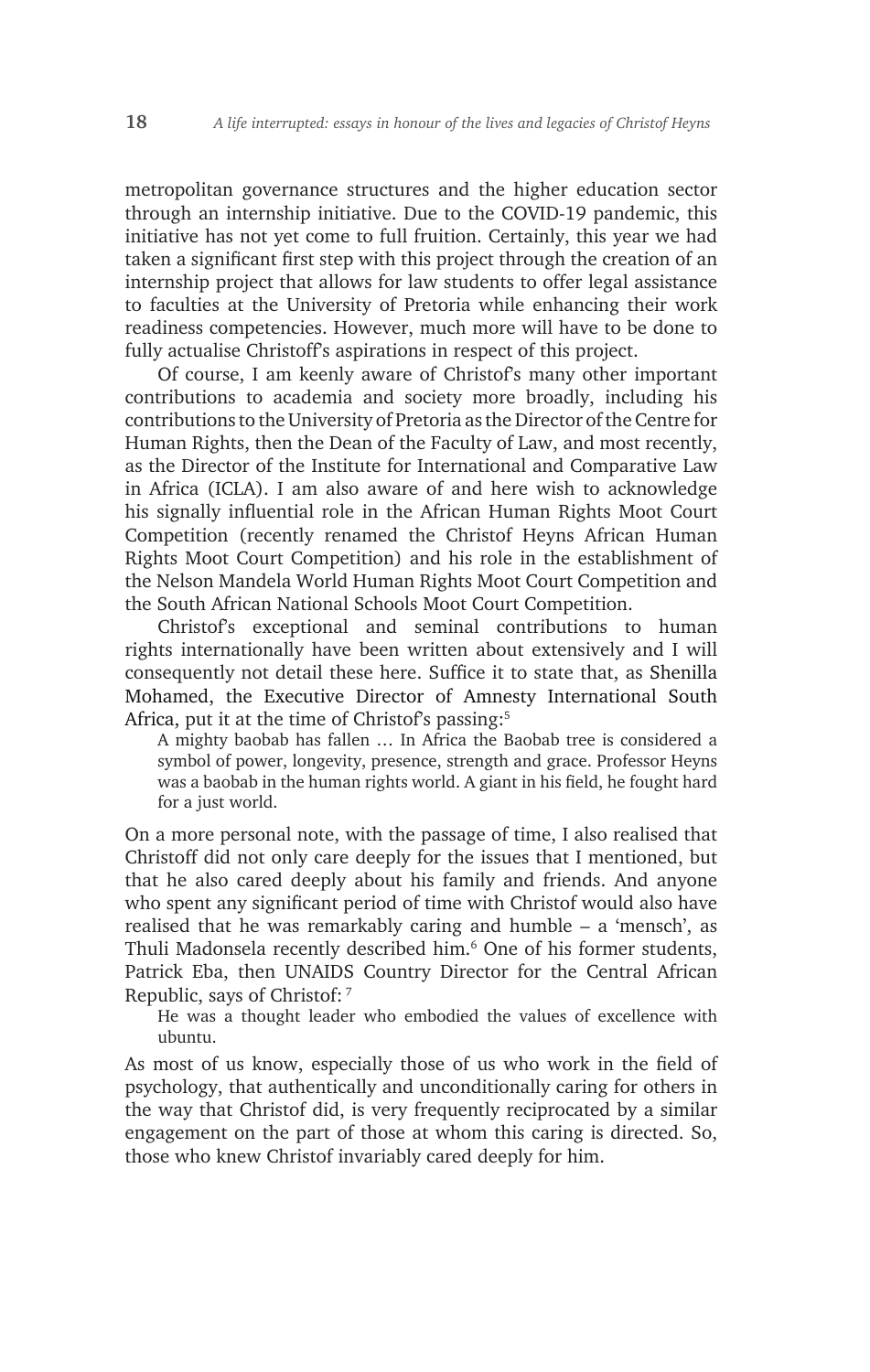metropolitan governance structures and the higher education sector through an internship initiative. Due to the COVID-19 pandemic, this initiative has not yet come to full fruition. Certainly, this year we had taken a significant first step with this project through the creation of an internship project that allows for law students to offer legal assistance to faculties at the University of Pretoria while enhancing their work readiness competencies. However, much more will have to be done to fully actualise Christoff's aspirations in respect of this project.

Of course, I am keenly aware of Christof's many other important contributions to academia and society more broadly, including his contributions to the University of Pretoria as the Director of the Centre for Human Rights, then the Dean of the Faculty of Law, and most recently, as the Director of the Institute for International and Comparative Law in Africa (ICLA). I am also aware of and here wish to acknowledge his signally influential role in the African Human Rights Moot Court Competition (recently renamed the Christof Heyns African Human Rights Moot Court Competition) and his role in the establishment of the Nelson Mandela World Human Rights Moot Court Competition and the South African National Schools Moot Court Competition.

Christof's exceptional and seminal contributions to human rights internationally have been written about extensively and I will consequently not detail these here. Suffice it to state that, as Shenilla Mohamed, the Executive Director of Amnesty International South Africa, put it at the time of Christof's passing:[5]

> A mighty baobab has fallen … In Africa the Baobab tree is considered a symbol of power, longevity, presence, strength and grace. Professor Heyns was a baobab in the human rights world. A giant in his field, he fought hard for a just world.

On a more personal note, with the passage of time, I also realised that Christoff did not only care deeply for the issues that I mentioned, but that he also cared deeply about his family and friends. And anyone who spent any significant period of time with Christof would also have realised that he was remarkably caring and humble – a 'mensch', as Thuli Madonsela recently described him.[6] One of his former students, Patrick Eba, then UNAIDS Country Director for the Central African Republic, says of Christof: [7]

> He was a thought leader who embodied the values of excellence with ubuntu.

As most of us know, especially those of us who work in the field of psychology, that authentically and unconditionally caring for others in the way that Christof did, is very frequently reciprocated by a similar engagement on the part of those at whom this caring is directed. So, those who knew Christof invariably cared deeply for him.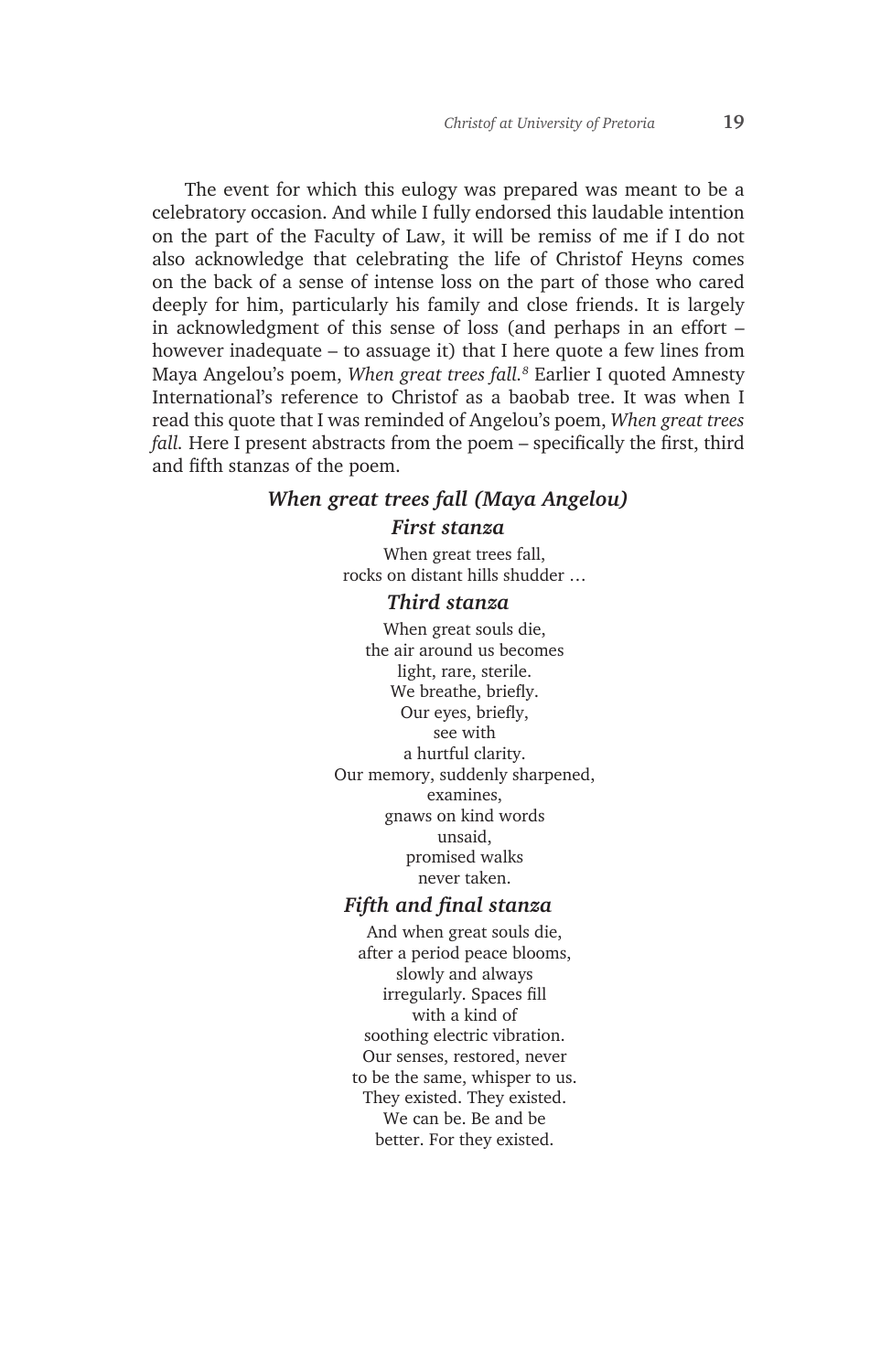The event for which this eulogy was prepared was meant to be a celebratory occasion. And while I fully endorsed this laudable intention on the part of the Faculty of Law, it will be remiss of me if I do not also acknowledge that celebrating the life of Christof Heyns comes on the back of a sense of intense loss on the part of those who cared deeply for him, particularly his family and close friends. It is largely in acknowledgment of this sense of loss (and perhaps in an effort – however inadequate – to assuage it) that I here quote a few lines from Maya Angelou's poem, *When great trees fall.*[8] Earlier I quoted Amnesty International's reference to Christof as a baobab tree. It was when I read this quote that I was reminded of Angelou's poem, *When great trees fall.* Here I present abstracts from the poem – specifically the first, third and fifth stanzas of the poem.

**_When great trees fall (Maya Angelou)_**

**_First stanza_**

When great trees fall,
rocks on distant hills shudder …

**_Third stanza_**

When great souls die,
the air around us becomes
light, rare, sterile.
We breathe, briefly.
Our eyes, briefly,
see with
a hurtful clarity.
Our memory, suddenly sharpened,
examines,
gnaws on kind words
unsaid,
promised walks
never taken.

**_Fifth and final stanza_**

And when great souls die,
after a period peace blooms,
slowly and always
irregularly. Spaces fill
with a kind of
soothing electric vibration.
Our senses, restored, never
to be the same, whisper to us.
They existed. They existed.
We can be. Be and be
better. For they existed.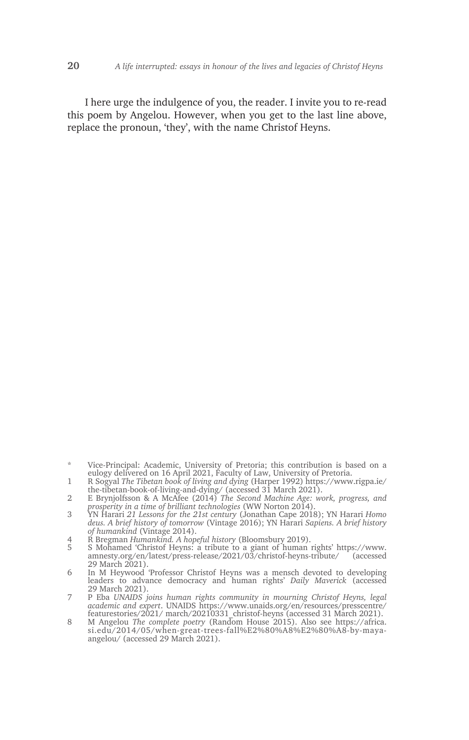I here urge the indulgence of you, the reader. I invite you to re-read this poem by Angelou. However, when you get to the last line above, replace the pronoun, 'they', with the name Christof Heyns.

---

\* Vice-Principal: Academic, University of Pretoria; this contribution is based on a eulogy delivered on 16 April 2021, Faculty of Law, University of Pretoria.

1 R Sogyal *The Tibetan book of living and dying* (Harper 1992) https://www.rigpa.ie/the-tibetan-book-of-living-and-dying/ (accessed 31 March 2021).

2 E Brynjolfsson & A McAfee (2014) *The Second Machine Age: work, progress, and prosperity in a time of brilliant technologies* (WW Norton 2014).

3 YN Harari *21 Lessons for the 21st century* (Jonathan Cape 2018); YN Harari *Homo deus. A brief history of tomorrow* (Vintage 2016); YN Harari *Sapiens. A brief history of humankind* (Vintage 2014).

4 R Bregman *Humankind. A hopeful history* (Bloomsbury 2019).

5 S Mohamed 'Christof Heyns: a tribute to a giant of human rights' https://www.amnesty.org/en/latest/press-release/2021/03/christof-heyns-tribute/ (accessed 29 March 2021).

6 In M Heywood 'Professor Christof Heyns was a mensch devoted to developing leaders to advance democracy and human rights' *Daily Maverick* (accessed 29 March 2021).

7 P Eba *UNAIDS joins human rights community in mourning Christof Heyns, legal academic and expert*. UNAIDS https://www.unaids.org/en/resources/presscentre/featurestories/2021/ march/20210331_christof-heyns (accessed 31 March 2021).

8 M Angelou *The complete poetry* (Random House 2015). Also see https://africa.si.edu/2014/05/when-great-trees-fall%E2%80%A8%E2%80%A8-by-maya-angelou/ (accessed 29 March 2021).